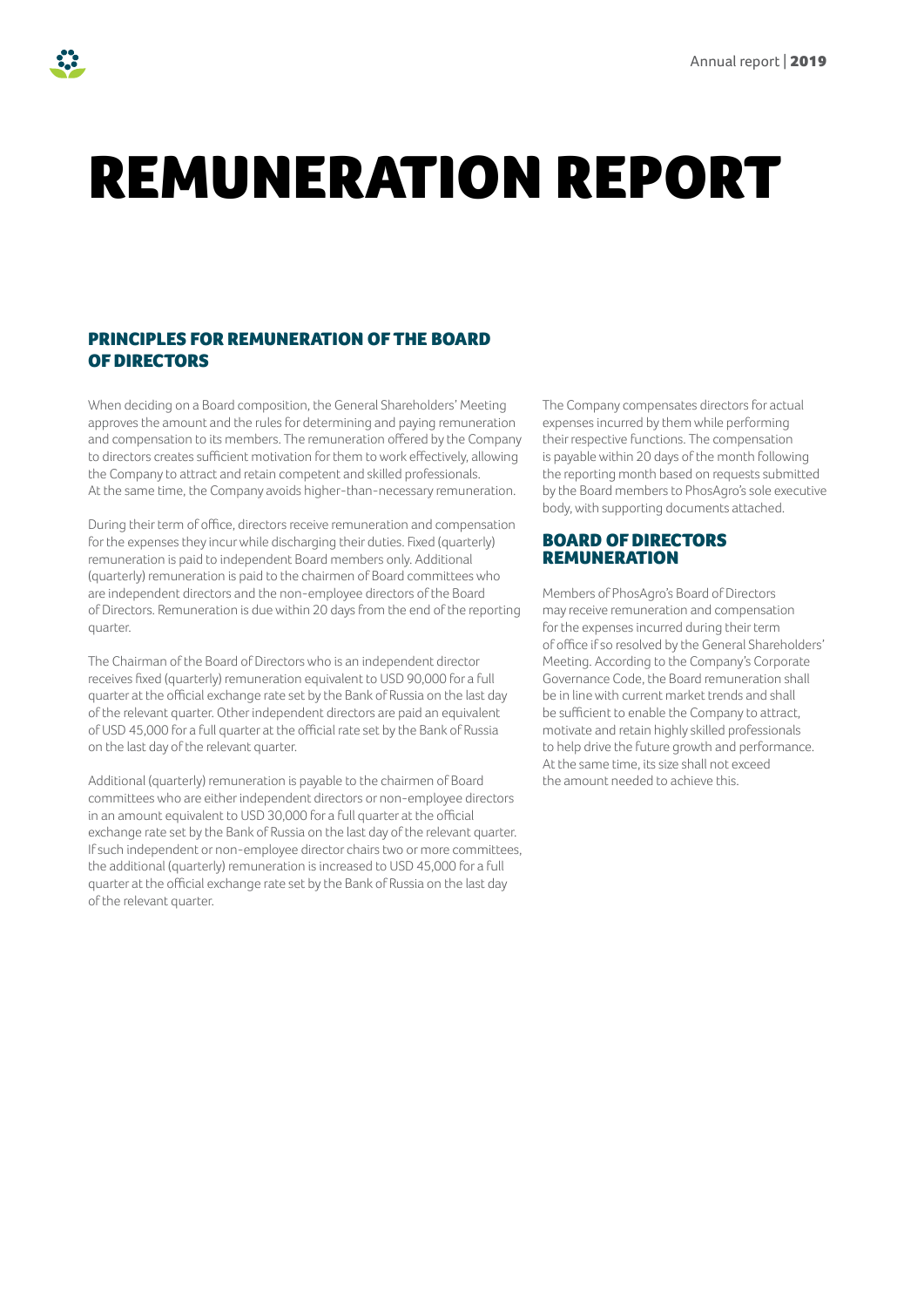# REMUNERATION REPORT

## PRINCIPLES FOR REMUNERATION OF THE BOARD OF DIRECTORS

When deciding on a Board composition, the General Shareholders' Meeting approves the amount and the rules for determining and paying remuneration and compensation to its members. The remuneration offered by the Company to directors creates sufficient motivation for them to work effectively, allowing the Company to attract and retain competent and skilled professionals. At the same time, the Company avoids higher-than-necessary remuneration.

During their term of office, directors receive remuneration and compensation for the expenses they incur while discharging their duties. Fixed (quarterly) remuneration is paid to independent Board members only. Additional (quarterly) remuneration is paid to the chairmen of Board committees who are independent directors and the non-employee directors of the Board of Directors. Remuneration is due within 20 days from the end of the reporting quarter.

The Chairman of the Board of Directors who is an independent director receives fixed (quarterly) remuneration equivalent to USD 90,000 for a full quarter at the official exchange rate set by the Bank of Russia on the last day of the relevant quarter. Other independent directors are paid an equivalent of USD 45,000 for a full quarter at the official rate set by the Bank of Russia on the last day of the relevant quarter.

Additional (quarterly) remuneration is payable to the chairmen of Board committees who are either independent directors or non-employee directors in an amount equivalent to USD 30,000 for a full quarter at the official exchange rate set by the Bank of Russia on the last day of the relevant quarter. If such independent or non-employee director chairs two or more committees, the additional (quarterly) remuneration is increased to USD 45,000 for a full quarter at the official exchange rate set by the Bank of Russia on the last day of the relevant quarter.

The Company compensates directors for actual expenses incurred by them while performing their respective functions. The compensation is payable within 20 days of the month following the reporting month based on requests submitted by the Board members to PhosAgro's sole executive body, with supporting documents attached.

## BOARD OF DIRECTORS REMUNERATION

Members of PhosAgro's Board of Directors may receive remuneration and compensation for the expenses incurred during their term of office if so resolved by the General Shareholders' Meeting. According to the Company's Corporate Governance Code, the Board remuneration shall be in line with current market trends and shall be sufficient to enable the Company to attract, motivate and retain highly skilled professionals to help drive the future growth and performance. At the same time, its size shall not exceed the amount needed to achieve this.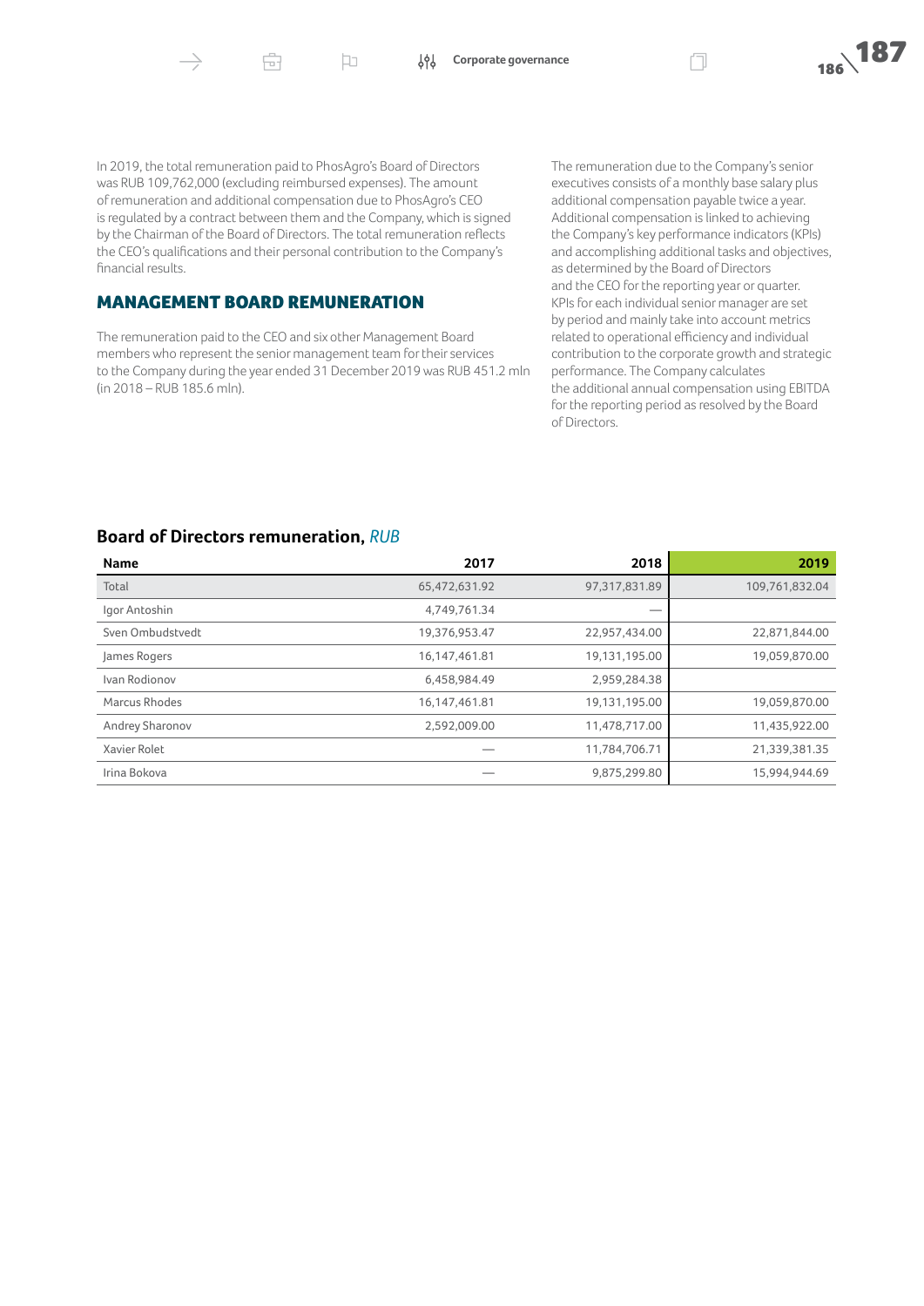In 2019, the total remuneration paid to PhosAgro's Board of Directors was RUB 109,762,000 (excluding reimbursed expenses). The amount of remuneration and additional compensation due to PhosAgro's CEO is regulated by a contract between them and the Company, which is signed by the Chairman of the Board of Directors. The total remuneration reflects the CEO's qualifications and their personal contribution to the Company's financial results.

## MANAGEMENT BOARD REMUNERATION

The remuneration paid to the CEO and six other Management Board members who represent the senior management team for their services to the Company during the year ended 31 December 2019 was RUB 451.2 mln (in 2018 – RUB 185.6 mln).

The remuneration due to the Company's senior executives consists of a monthly base salary plus additional compensation payable twice a year. Additional compensation is linked to achieving the Company's key performance indicators (KPIs) and accomplishing additional tasks and objectives, as determined by the Board of Directors and the CEO for the reporting year or quarter. KPIs for each individual senior manager are set by period and mainly take into account metrics related to operational efficiency and individual contribution to the corporate growth and strategic performance. The Company calculates the additional annual compensation using EBITDA for the reporting period as resolved by the Board of Directors.

### Board of Directors remuneration, *RUB*

| Name | 2017 | 2018 | 2019 |
|---|---|---|---|
| Total | 65,472,631.92 | 97,317,831.89 | 109,761,832.04 |
| Igor Antoshin | 4,749,761.34 | — | |
| Sven Ombudstvedt | 19,376,953.47 | 22,957,434.00 | 22,871,844.00 |
| James Rogers | 16,147,461.81 | 19,131,195.00 | 19,059,870.00 |
| Ivan Rodionov | 6,458,984.49 | 2,959,284.38 | |
| Marcus Rhodes | 16,147,461.81 | 19,131,195.00 | 19,059,870.00 |
| Andrey Sharonov | 2,592,009.00 | 11,478,717.00 | 11,435,922.00 |
| Xavier Rolet | — | 11,784,706.71 | 21,339,381.35 |
| Irina Bokova | — | 9,875,299.80 | 15,994,944.69 |